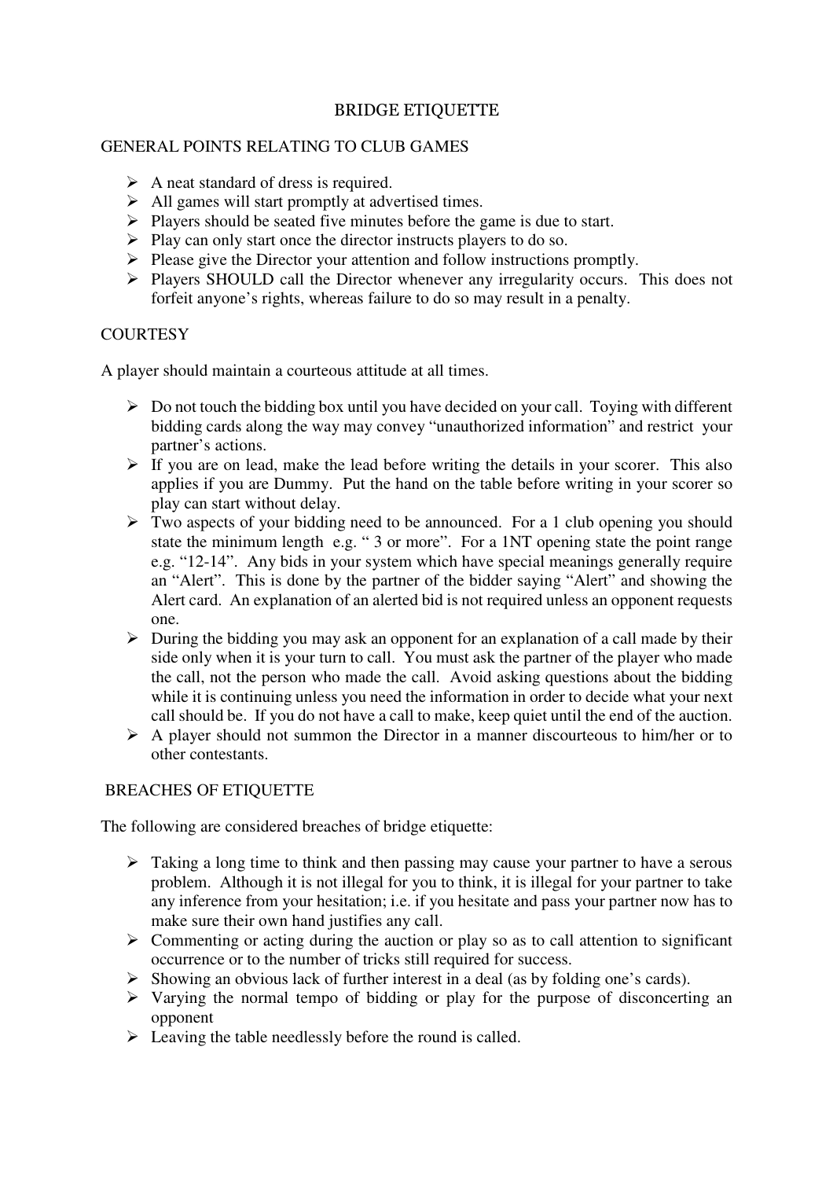# BRIDGE ETIQUETTE

## GENERAL POINTS RELATING TO CLUB GAMES

- A neat standard of dress is required.
- All games will start promptly at advertised times.
- Players should be seated five minutes before the game is due to start.
- Play can only start once the director instructs players to do so.
- Please give the Director your attention and follow instructions promptly.
- Players SHOULD call the Director whenever any irregularity occurs. This does not forfeit anyone's rights, whereas failure to do so may result in a penalty.

## COURTESY

A player should maintain a courteous attitude at all times.

- Do not touch the bidding box until you have decided on your call. Toying with different bidding cards along the way may convey "unauthorized information" and restrict your partner's actions.
- If you are on lead, make the lead before writing the details in your scorer. This also applies if you are Dummy. Put the hand on the table before writing in your scorer so play can start without delay.
- Two aspects of your bidding need to be announced. For a 1 club opening you should state the minimum length e.g. " 3 or more". For a 1NT opening state the point range e.g. "12-14". Any bids in your system which have special meanings generally require an "Alert". This is done by the partner of the bidder saying "Alert" and showing the Alert card. An explanation of an alerted bid is not required unless an opponent requests one.
- During the bidding you may ask an opponent for an explanation of a call made by their side only when it is your turn to call. You must ask the partner of the player who made the call, not the person who made the call. Avoid asking questions about the bidding while it is continuing unless you need the information in order to decide what your next call should be. If you do not have a call to make, keep quiet until the end of the auction.
- A player should not summon the Director in a manner discourteous to him/her or to other contestants.

## BREACHES OF ETIQUETTE

The following are considered breaches of bridge etiquette:

- Taking a long time to think and then passing may cause your partner to have a serous problem. Although it is not illegal for you to think, it is illegal for your partner to take any inference from your hesitation; i.e. if you hesitate and pass your partner now has to make sure their own hand justifies any call.
- Commenting or acting during the auction or play so as to call attention to significant occurrence or to the number of tricks still required for success.
- Showing an obvious lack of further interest in a deal (as by folding one's cards).
- Varying the normal tempo of bidding or play for the purpose of disconcerting an opponent
- Leaving the table needlessly before the round is called.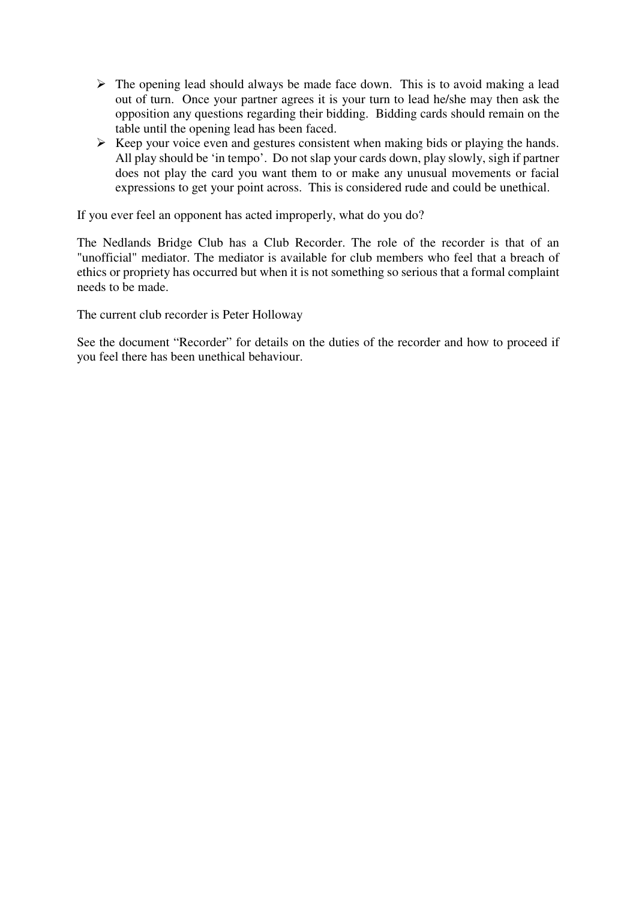- The opening lead should always be made face down. This is to avoid making a lead out of turn. Once your partner agrees it is your turn to lead he/she may then ask the opposition any questions regarding their bidding. Bidding cards should remain on the table until the opening lead has been faced.
- Keep your voice even and gestures consistent when making bids or playing the hands. All play should be 'in tempo'. Do not slap your cards down, play slowly, sigh if partner does not play the card you want them to or make any unusual movements or facial expressions to get your point across. This is considered rude and could be unethical.

If you ever feel an opponent has acted improperly, what do you do?

The Nedlands Bridge Club has a Club Recorder. The role of the recorder is that of an "unofficial" mediator. The mediator is available for club members who feel that a breach of ethics or propriety has occurred but when it is not something so serious that a formal complaint needs to be made.

The current club recorder is Peter Holloway

See the document "Recorder" for details on the duties of the recorder and how to proceed if you feel there has been unethical behaviour.